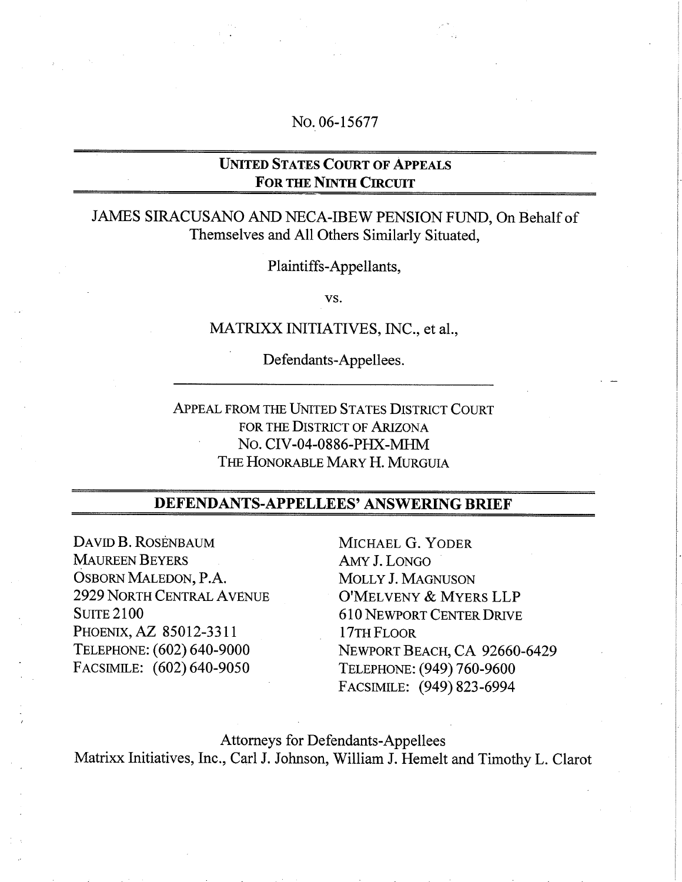No. 06-15677

**UNITED STATES COURT OF APPEALS**
**FOR THE NINTH CIRCUIT**

JAMES SIRACUSANO AND NECA-IBEW PENSION FUND, On Behalf of Themselves and All Others Similarly Situated,

Plaintiffs-Appellants,

vs.

MATRIXX INITIATIVES, INC., et al.,

Defendants-Appellees.

APPEAL FROM THE UNITED STATES DISTRICT COURT
FOR THE DISTRICT OF ARIZONA
NO. CIV-04-0886-PHX-MHM
THE HONORABLE MARY H. MURGUIA

# DEFENDANTS-APPELLEES' ANSWERING BRIEF

DAVID B. ROSENBAUM
MAUREEN BEYERS
OSBORN MALEDON, P.A.
2929 NORTH CENTRAL AVENUE
SUITE 2100
PHOENIX, AZ 85012-3311
TELEPHONE: (602) 640-9000
FACSIMILE: (602) 640-9050

MICHAEL G. YODER
AMY J. LONGO
MOLLY J. MAGNUSON
O'MELVENY & MYERS LLP
610 NEWPORT CENTER DRIVE
17TH FLOOR
NEWPORT BEACH, CA 92660-6429
TELEPHONE: (949) 760-9600
FACSIMILE: (949) 823-6994

Attorneys for Defendants-Appellees
Matrixx Initiatives, Inc., Carl J. Johnson, William J. Hemelt and Timothy L. Clarot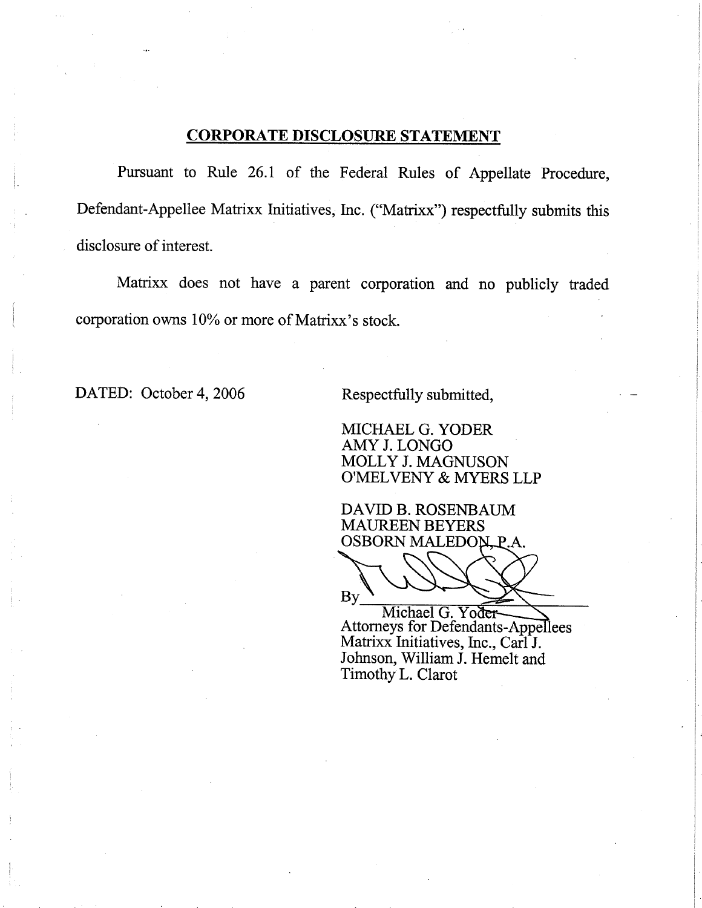## CORPORATE DISCLOSURE STATEMENT

Pursuant to Rule 26.1 of the Federal Rules of Appellate Procedure, Defendant-Appellee Matrixx Initiatives, Inc. ("Matrixx") respectfully submits this disclosure of interest.

Matrixx does not have a parent corporation and no publicly traded corporation owns 10% or more of Matrixx's stock.

DATED: October 4, 2006

Respectfully submitted,

MICHAEL G. YODER  
AMY J. LONGO  
MOLLY J. MAGNUSON  
O'MELVENY & MYERS LLP

DAVID B. ROSENBAUM  
MAUREEN BEYERS  
OSBORN MALEDON, P.A.

By ______________________  
Michael G. Yoder  
Attorneys for Defendants-Appellees Matrixx Initiatives, Inc., Carl J. Johnson, William J. Hemelt and Timothy L. Clarot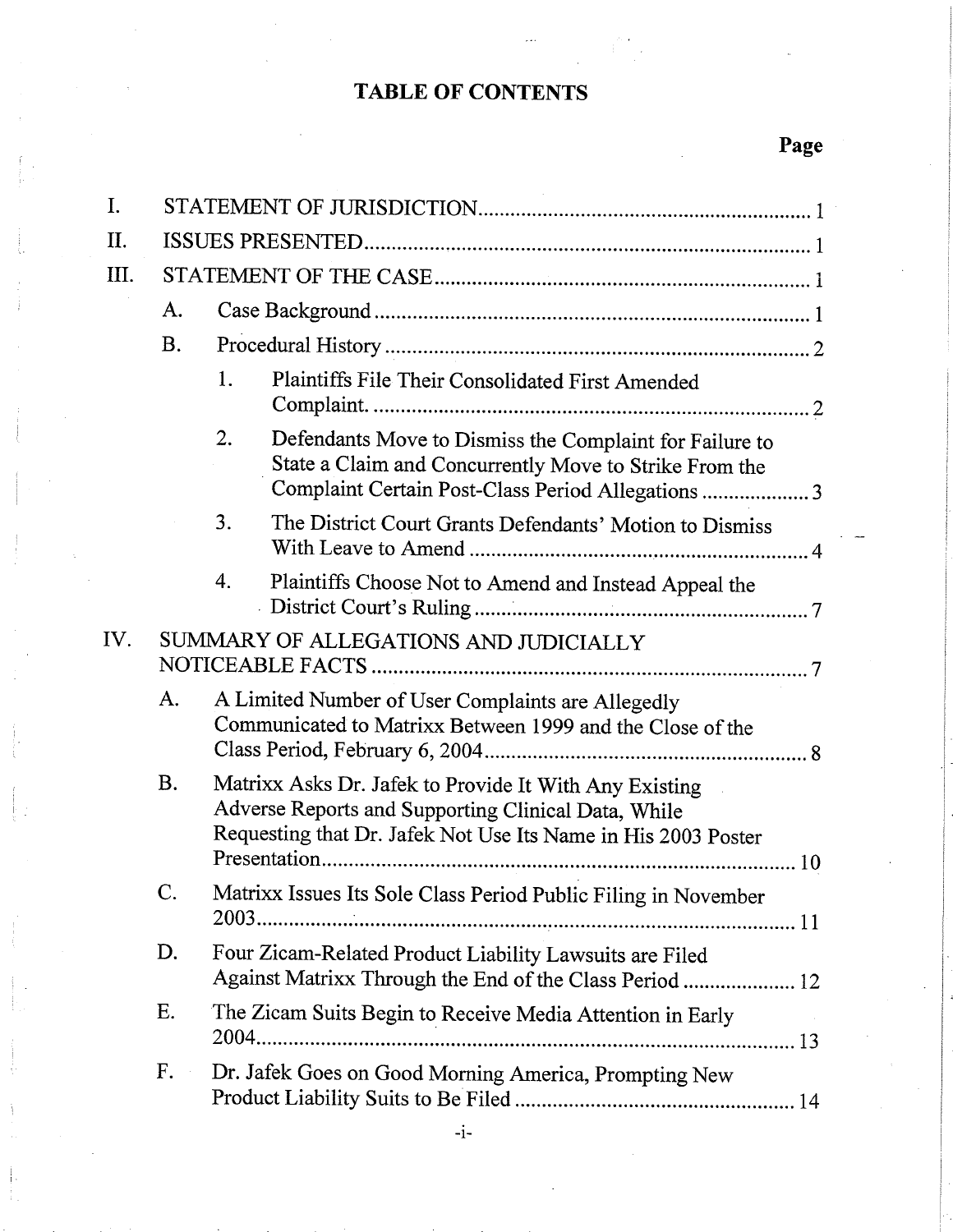# TABLE OF CONTENTS

| | Page |
|---|---|
| I. STATEMENT OF JURISDICTION | 1 |
| II. ISSUES PRESENTED | 1 |
| III. STATEMENT OF THE CASE | 1 |
| A. Case Background | 1 |
| B. Procedural History | 2 |
| 1. Plaintiffs File Their Consolidated First Amended Complaint. | 2 |
| 2. Defendants Move to Dismiss the Complaint for Failure to State a Claim and Concurrently Move to Strike From the Complaint Certain Post-Class Period Allegations | 3 |
| 3. The District Court Grants Defendants' Motion to Dismiss With Leave to Amend | 4 |
| 4. Plaintiffs Choose Not to Amend and Instead Appeal the District Court's Ruling | 7 |
| IV. SUMMARY OF ALLEGATIONS AND JUDICIALLY NOTICEABLE FACTS | 7 |
| A. A Limited Number of User Complaints are Allegedly Communicated to Matrixx Between 1999 and the Close of the Class Period, February 6, 2004 | 8 |
| B. Matrixx Asks Dr. Jafek to Provide It With Any Existing Adverse Reports and Supporting Clinical Data, While Requesting that Dr. Jafek Not Use Its Name in His 2003 Poster Presentation | 10 |
| C. Matrixx Issues Its Sole Class Period Public Filing in November 2003 | 11 |
| D. Four Zicam-Related Product Liability Lawsuits are Filed Against Matrixx Through the End of the Class Period | 12 |
| E. The Zicam Suits Begin to Receive Media Attention in Early 2004 | 13 |
| F. Dr. Jafek Goes on Good Morning America, Prompting New Product Liability Suits to Be Filed | 14 |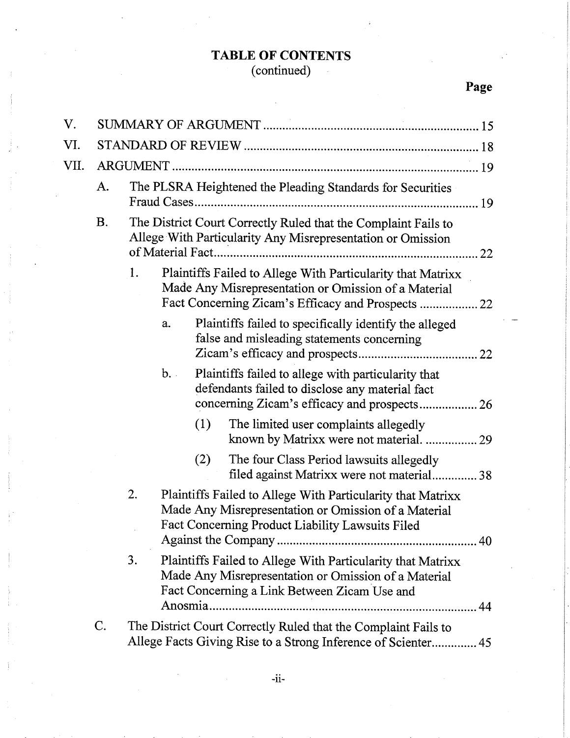# TABLE OF CONTENTS
(continued)

| | Page |
|---|---|
| V. SUMMARY OF ARGUMENT | 15 |
| VI. STANDARD OF REVIEW | 18 |
| VII. ARGUMENT | 19 |
| A. The PLSRA Heightened the Pleading Standards for Securities Fraud Cases | 19 |
| B. The District Court Correctly Ruled that the Complaint Fails to Allege With Particularity Any Misrepresentation or Omission of Material Fact | 22 |
| 1. Plaintiffs Failed to Allege With Particularity that Matrixx Made Any Misrepresentation or Omission of a Material Fact Concerning Zicam's Efficacy and Prospects | 22 |
| a. Plaintiffs failed to specifically identify the alleged false and misleading statements concerning Zicam's efficacy and prospects | 22 |
| b. Plaintiffs failed to allege with particularity that defendants failed to disclose any material fact concerning Zicam's efficacy and prospects | 26 |
| (1) The limited user complaints allegedly known by Matrixx were not material. | 29 |
| (2) The four Class Period lawsuits allegedly filed against Matrixx were not material | 38 |
| 2. Plaintiffs Failed to Allege With Particularity that Matrixx Made Any Misrepresentation or Omission of a Material Fact Concerning Product Liability Lawsuits Filed Against the Company | 40 |
| 3. Plaintiffs Failed to Allege With Particularity that Matrixx Made Any Misrepresentation or Omission of a Material Fact Concerning a Link Between Zicam Use and Anosmia | 44 |
| C. The District Court Correctly Ruled that the Complaint Fails to Allege Facts Giving Rise to a Strong Inference of Scienter | 45 |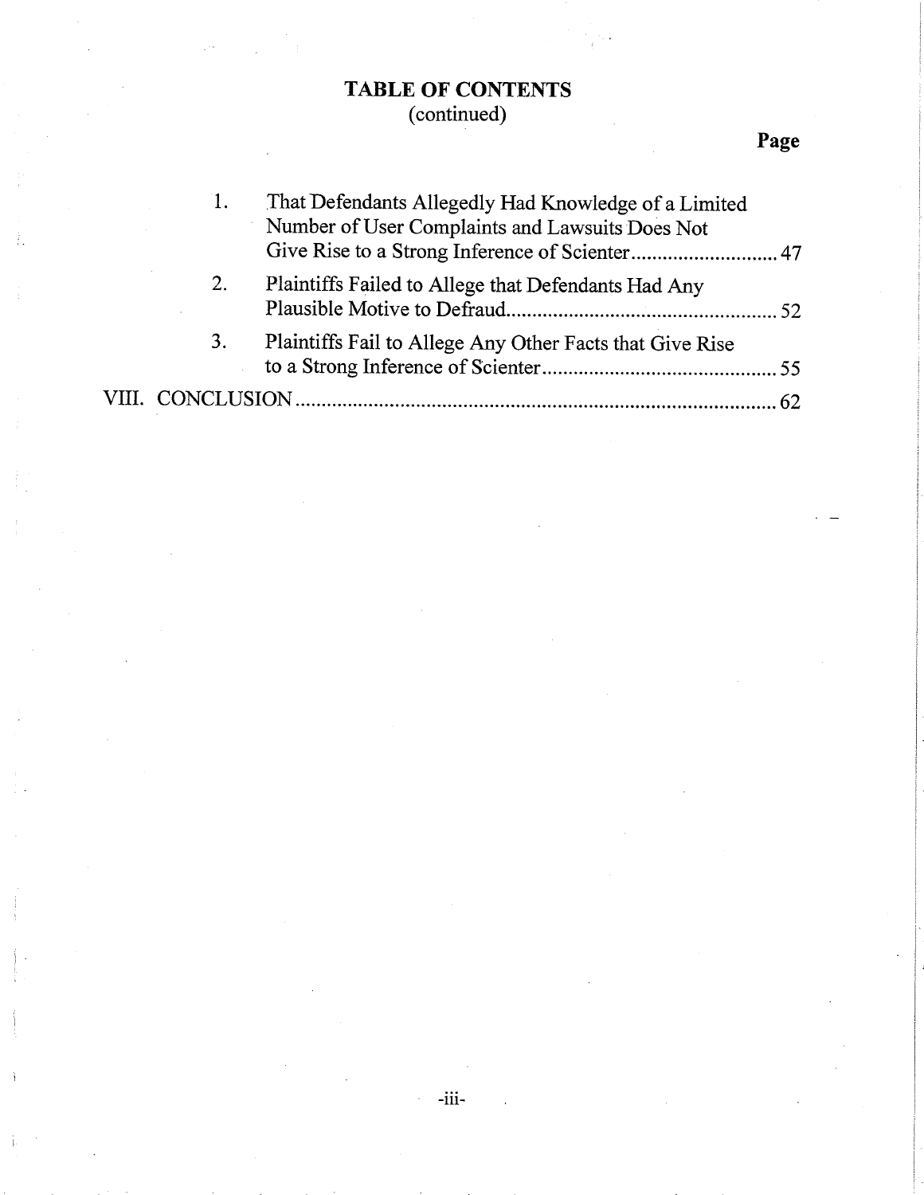**TABLE OF CONTENTS**
(continued)

**Page**

1. That Defendants Allegedly Had Knowledge of a Limited Number of User Complaints and Lawsuits Does Not Give Rise to a Strong Inference of Scienter ............................ 47
2. Plaintiffs Failed to Allege that Defendants Had Any Plausible Motive to Defraud .................................................... 52
3. Plaintiffs Fail to Allege Any Other Facts that Give Rise to a Strong Inference of Scienter ............................................. 55

VIII. CONCLUSION ............................................................................................ 62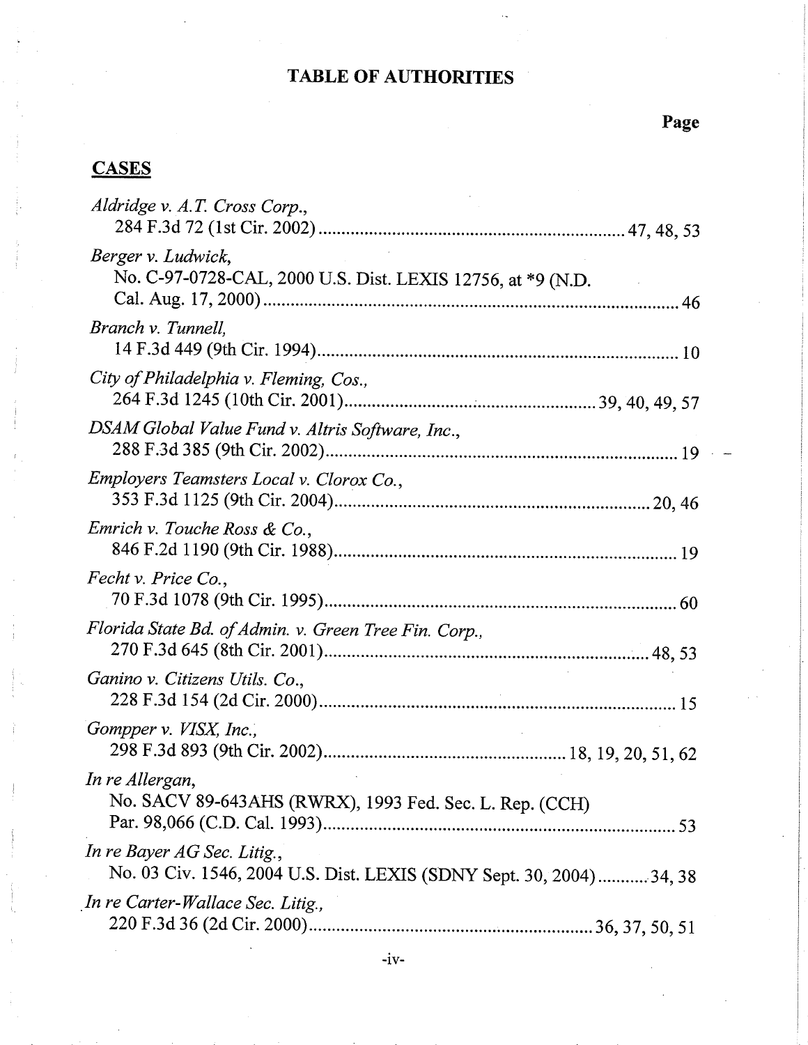# TABLE OF AUTHORITIES

Page

## CASES

*Aldridge v. A.T. Cross Corp.*,
284 F.3d 72 (1st Cir. 2002) ........................................ 47, 48, 53

*Berger v. Ludwick*,
No. C-97-0728-CAL, 2000 U.S. Dist. LEXIS 12756, at *9 (N.D. Cal. Aug. 17, 2000) ........................................ 46

*Branch v. Tunnell*,
14 F.3d 449 (9th Cir. 1994) ........................................ 10

*City of Philadelphia v. Fleming, Cos.*,
264 F.3d 1245 (10th Cir. 2001) ........................................ 39, 40, 49, 57

*DSAM Global Value Fund v. Altris Software, Inc.*,
288 F.3d 385 (9th Cir. 2002) ........................................ 19

*Employers Teamsters Local v. Clorox Co.*,
353 F.3d 1125 (9th Cir. 2004) ........................................ 20, 46

*Emrich v. Touche Ross & Co.*,
846 F.2d 1190 (9th Cir. 1988) ........................................ 19

*Fecht v. Price Co.*,
70 F.3d 1078 (9th Cir. 1995) ........................................ 60

*Florida State Bd. of Admin. v. Green Tree Fin. Corp.*,
270 F.3d 645 (8th Cir. 2001) ........................................ 48, 53

*Ganino v. Citizens Utils. Co.*,
228 F.3d 154 (2d Cir. 2000) ........................................ 15

*Gompper v. VISX, Inc.*,
298 F.3d 893 (9th Cir. 2002) ........................................ 18, 19, 20, 51, 62

*In re Allergan*,
No. SACV 89-643AHS (RWRX), 1993 Fed. Sec. L. Rep. (CCH) Par. 98,066 (C.D. Cal. 1993) ........................................ 53

*In re Bayer AG Sec. Litig.*,
No. 03 Civ. 1546, 2004 U.S. Dist. LEXIS (SDNY Sept. 30, 2004) ........................................ 34, 38

*In re Carter-Wallace Sec. Litig.*,
220 F.3d 36 (2d Cir. 2000) ........................................ 36, 37, 50, 51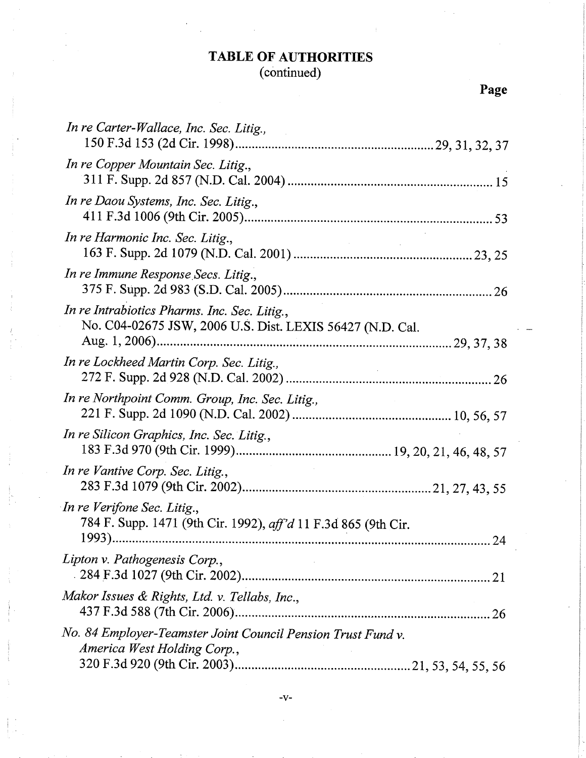**TABLE OF AUTHORITIES**
(continued)

**Page**

*In re Carter-Wallace, Inc. Sec. Litig.*,
150 F.3d 153 (2d Cir. 1998) ........................................................ 29, 31, 32, 37

*In re Copper Mountain Sec. Litig.*,
311 F. Supp. 2d 857 (N.D. Cal. 2004) ........................................................ 15

*In re Daou Systems, Inc. Sec. Litig.*,
411 F.3d 1006 (9th Cir. 2005) ........................................................ 53

*In re Harmonic Inc. Sec. Litig.*,
163 F. Supp. 2d 1079 (N.D. Cal. 2001) ........................................................ 23, 25

*In re Immune Response Secs. Litig.*,
375 F. Supp. 2d 983 (S.D. Cal. 2005) ........................................................ 26

*In re Intrabiotics Pharms. Inc. Sec. Litig.*,
No. C04-02675 JSW, 2006 U.S. Dist. LEXIS 56427 (N.D. Cal. Aug. 1, 2006) ........................................................ 29, 37, 38

*In re Lockheed Martin Corp. Sec. Litig.*,
272 F. Supp. 2d 928 (N.D. Cal. 2002) ........................................................ 26

*In re Northpoint Comm. Group, Inc. Sec. Litig.*,
221 F. Supp. 2d 1090 (N.D. Cal. 2002) ........................................................ 10, 56, 57

*In re Silicon Graphics, Inc. Sec. Litig.*,
183 F.3d 970 (9th Cir. 1999) ........................................................ 19, 20, 21, 46, 48, 57

*In re Vantive Corp. Sec. Litig.*,
283 F.3d 1079 (9th Cir. 2002) ........................................................ 21, 27, 43, 55

*In re Verifone Sec. Litig.*,
784 F. Supp. 1471 (9th Cir. 1992), *aff'd* 11 F.3d 865 (9th Cir. 1993) ........................................................ 24

*Lipton v. Pathogenesis Corp.*,
284 F.3d 1027 (9th Cir. 2002) ........................................................ 21

*Makor Issues & Rights, Ltd. v. Tellabs, Inc.*,
437 F.3d 588 (7th Cir. 2006) ........................................................ 26

*No. 84 Employer-Teamster Joint Council Pension Trust Fund v. America West Holding Corp.*,
320 F.3d 920 (9th Cir. 2003) ........................................................ 21, 53, 54, 55, 56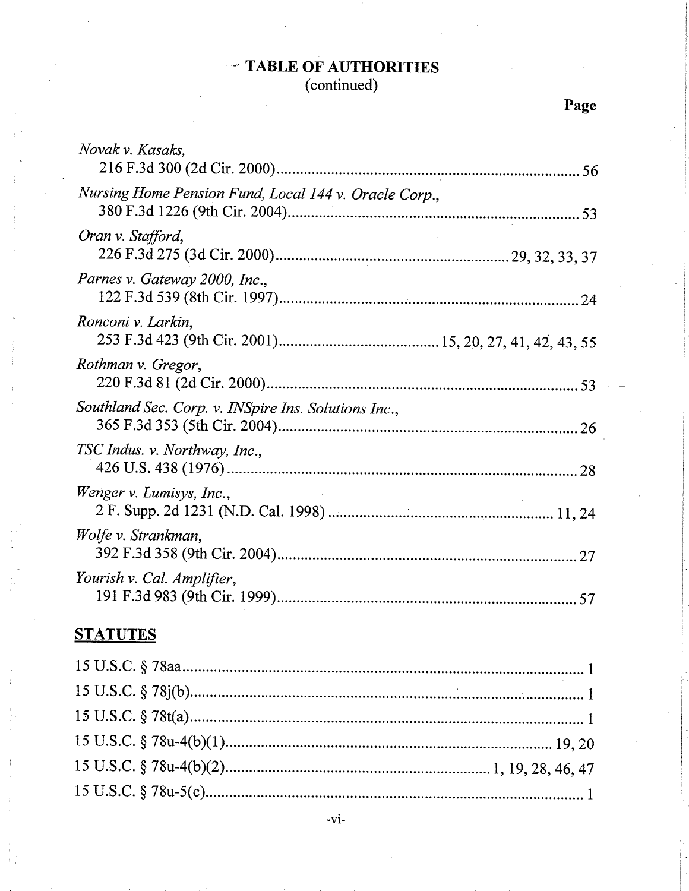# TABLE OF AUTHORITIES
(continued)

**Page**

*Novak v. Kasaks*,
216 F.3d 300 (2d Cir. 2000)....................................................................... 56

*Nursing Home Pension Fund, Local 144 v. Oracle Corp.*,
380 F.3d 1226 (9th Cir. 2004)..................................................................... 53

*Oran v. Stafford*,
226 F.3d 275 (3d Cir. 2000)..................................................... 29, 32, 33, 37

*Parnes v. Gateway 2000, Inc.*,
122 F.3d 539 (8th Cir. 1997)....................................................................... 24

*Ronconi v. Larkin*,
253 F.3d 423 (9th Cir. 2001).................................... 15, 20, 27, 41, 42, 43, 55

*Rothman v. Gregor*,
220 F.3d 81 (2d Cir. 2000).......................................................................... 53

*Southland Sec. Corp. v. INSpire Ins. Solutions Inc.*,
365 F.3d 353 (5th Cir. 2004)....................................................................... 26

*TSC Indus. v. Northway, Inc.*,
426 U.S. 438 (1976)..................................................................................... 28

*Wenger v. Lumisys, Inc.*,
2 F. Supp. 2d 1231 (N.D. Cal. 1998)..................................................... 11, 24

*Wolfe v. Strankman*,
392 F.3d 358 (9th Cir. 2004)....................................................................... 27

*Yourish v. Cal. Amplifier*,
191 F.3d 983 (9th Cir. 1999)....................................................................... 57

## STATUTES

15 U.S.C. § 78aa.................................................................................................. 1

15 U.S.C. § 78j(b)................................................................................................ 1

15 U.S.C. § 78t(a)................................................................................................ 1

15 U.S.C. § 78u-4(b)(1)............................................................................. 19, 20

15 U.S.C. § 78u-4(b)(2)............................................................... 1, 19, 28, 46, 47

15 U.S.C. § 78u-5(c)............................................................................................ 1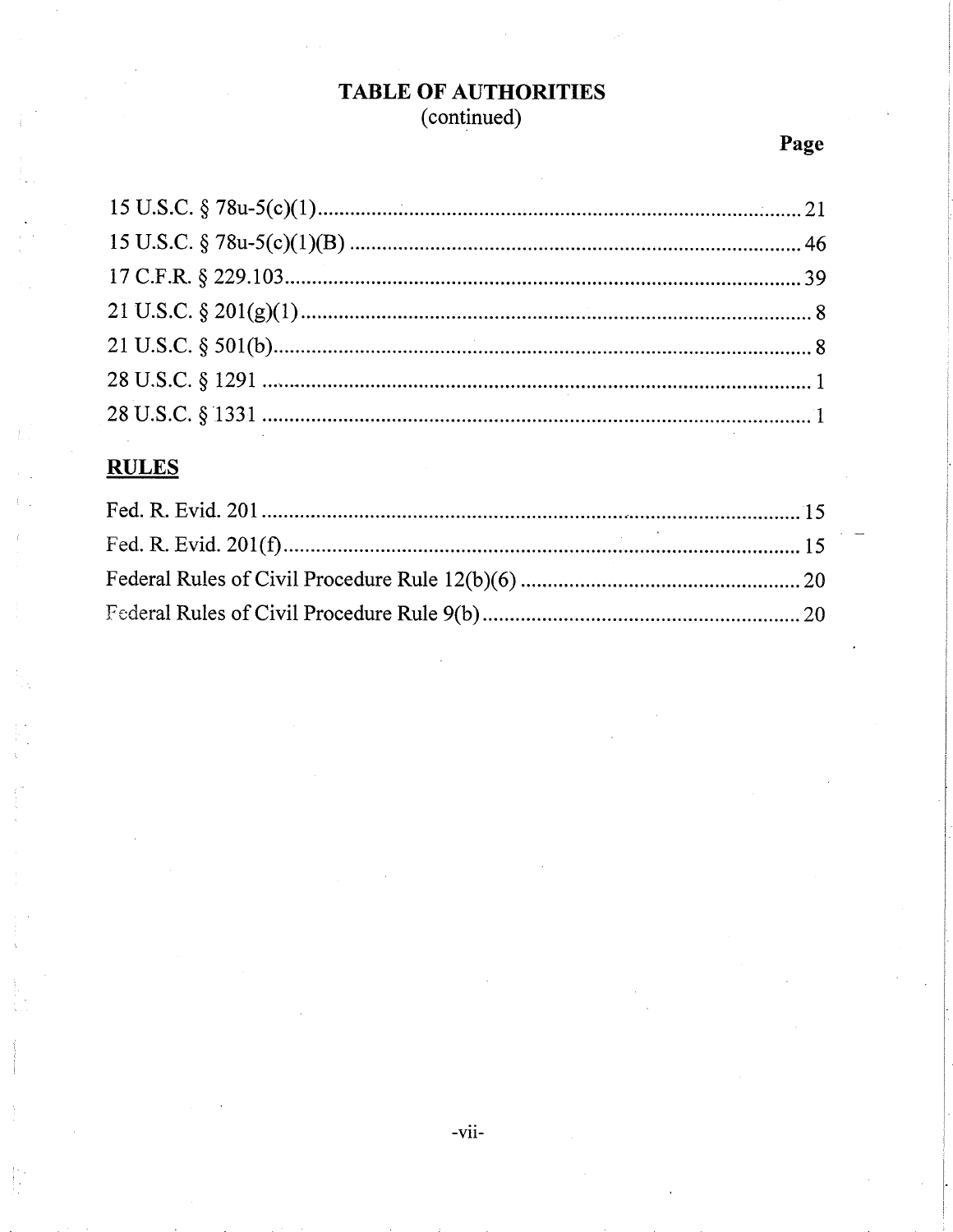# TABLE OF AUTHORITIES
(continued)

**Page**

15 U.S.C. § 78u-5(c)(1) ............................................................................................ 21
15 U.S.C. § 78u-5(c)(1)(B) ....................................................................................... 46
17 C.F.R. § 229.103 .................................................................................................. 39
21 U.S.C. § 201(g)(1) ................................................................................................ 8
21 U.S.C. § 501(b) ..................................................................................................... 8
28 U.S.C. § 1291 ........................................................................................................ 1
28 U.S.C. § 1331 ........................................................................................................ 1

## RULES

Fed. R. Evid. 201 ...................................................................................................... 15
Fed. R. Evid. 201(f) .................................................................................................. 15
Federal Rules of Civil Procedure Rule 12(b)(6) ...................................................... 20
Federal Rules of Civil Procedure Rule 9(b) ............................................................. 20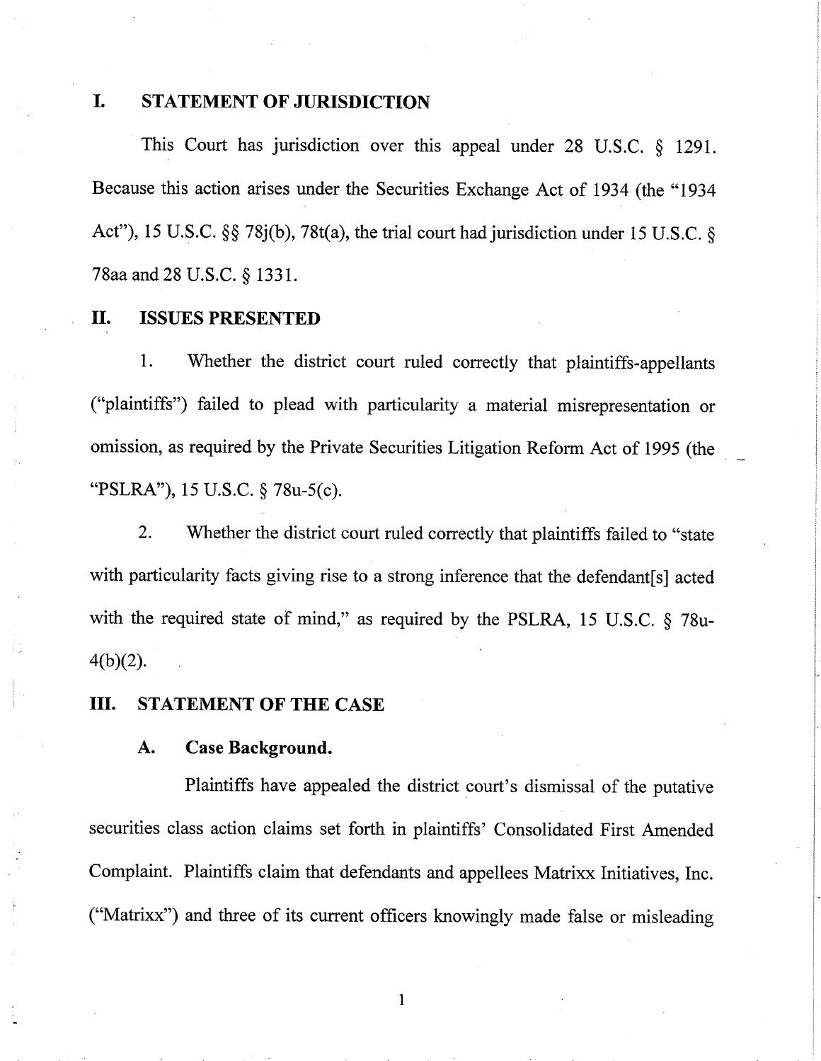## I. STATEMENT OF JURISDICTION

This Court has jurisdiction over this appeal under 28 U.S.C. § 1291. Because this action arises under the Securities Exchange Act of 1934 (the "1934 Act"), 15 U.S.C. §§ 78j(b), 78t(a), the trial court had jurisdiction under 15 U.S.C. § 78aa and 28 U.S.C. § 1331.

## II. ISSUES PRESENTED

1. Whether the district court ruled correctly that plaintiffs-appellants ("plaintiffs") failed to plead with particularity a material misrepresentation or omission, as required by the Private Securities Litigation Reform Act of 1995 (the "PSLRA"), 15 U.S.C. § 78u-5(c).

2. Whether the district court ruled correctly that plaintiffs failed to "state with particularity facts giving rise to a strong inference that the defendant[s] acted with the required state of mind," as required by the PSLRA, 15 U.S.C. § 78u-4(b)(2).

## III. STATEMENT OF THE CASE

### A. Case Background.

Plaintiffs have appealed the district court's dismissal of the putative securities class action claims set forth in plaintiffs' Consolidated First Amended Complaint. Plaintiffs claim that defendants and appellees Matrixx Initiatives, Inc. ("Matrixx") and three of its current officers knowingly made false or misleading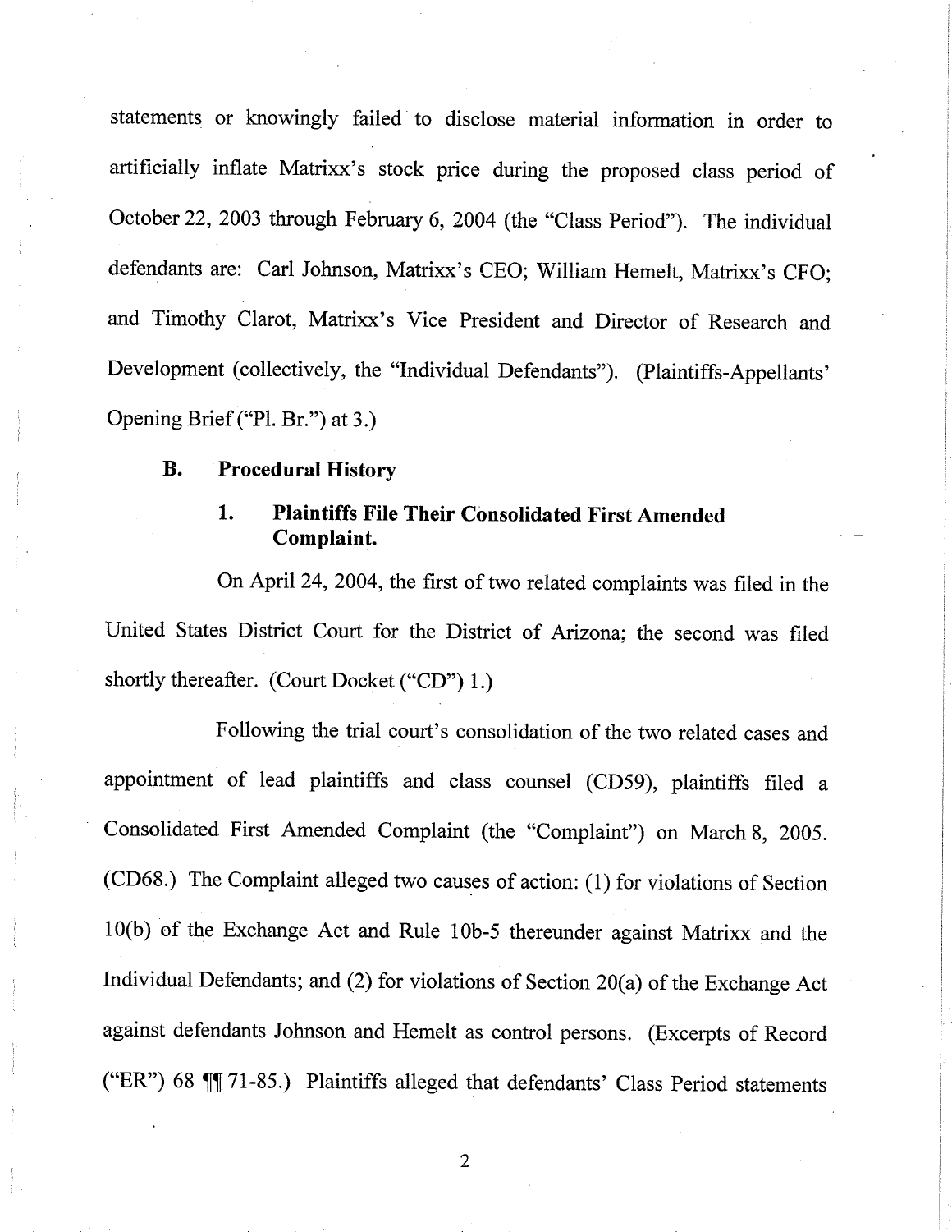statements or knowingly failed to disclose material information in order to artificially inflate Matrixx's stock price during the proposed class period of October 22, 2003 through February 6, 2004 (the "Class Period"). The individual defendants are: Carl Johnson, Matrixx's CEO; William Hemelt, Matrixx's CFO; and Timothy Clarot, Matrixx's Vice President and Director of Research and Development (collectively, the "Individual Defendants"). (Plaintiffs-Appellants' Opening Brief ("Pl. Br.") at 3.)

### B. Procedural History

#### 1. Plaintiffs File Their Consolidated First Amended Complaint.

On April 24, 2004, the first of two related complaints was filed in the United States District Court for the District of Arizona; the second was filed shortly thereafter. (Court Docket ("CD") 1.)

Following the trial court's consolidation of the two related cases and appointment of lead plaintiffs and class counsel (CD59), plaintiffs filed a Consolidated First Amended Complaint (the "Complaint") on March 8, 2005. (CD68.) The Complaint alleged two causes of action: (1) for violations of Section 10(b) of the Exchange Act and Rule 10b-5 thereunder against Matrixx and the Individual Defendants; and (2) for violations of Section 20(a) of the Exchange Act against defendants Johnson and Hemelt as control persons. (Excerpts of Record ("ER") 68 ¶¶ 71-85.) Plaintiffs alleged that defendants' Class Period statements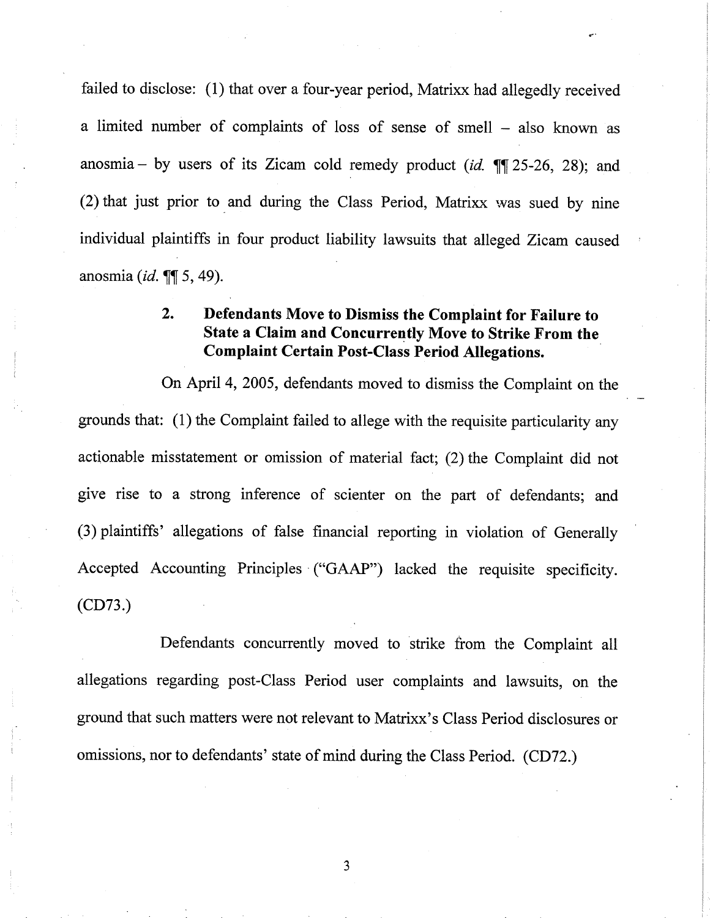failed to disclose: (1) that over a four-year period, Matrixx had allegedly received a limited number of complaints of loss of sense of smell – also known as anosmia – by users of its Zicam cold remedy product (*id.* ¶¶ 25-26, 28); and (2) that just prior to and during the Class Period, Matrixx was sued by nine individual plaintiffs in four product liability lawsuits that alleged Zicam caused anosmia (*id.* ¶¶ 5, 49).

### 2. Defendants Move to Dismiss the Complaint for Failure to State a Claim and Concurrently Move to Strike From the Complaint Certain Post-Class Period Allegations.

On April 4, 2005, defendants moved to dismiss the Complaint on the grounds that: (1) the Complaint failed to allege with the requisite particularity any actionable misstatement or omission of material fact; (2) the Complaint did not give rise to a strong inference of scienter on the part of defendants; and (3) plaintiffs' allegations of false financial reporting in violation of Generally Accepted Accounting Principles ("GAAP") lacked the requisite specificity. (CD73.)

Defendants concurrently moved to strike from the Complaint all allegations regarding post-Class Period user complaints and lawsuits, on the ground that such matters were not relevant to Matrixx's Class Period disclosures or omissions, nor to defendants' state of mind during the Class Period. (CD72.)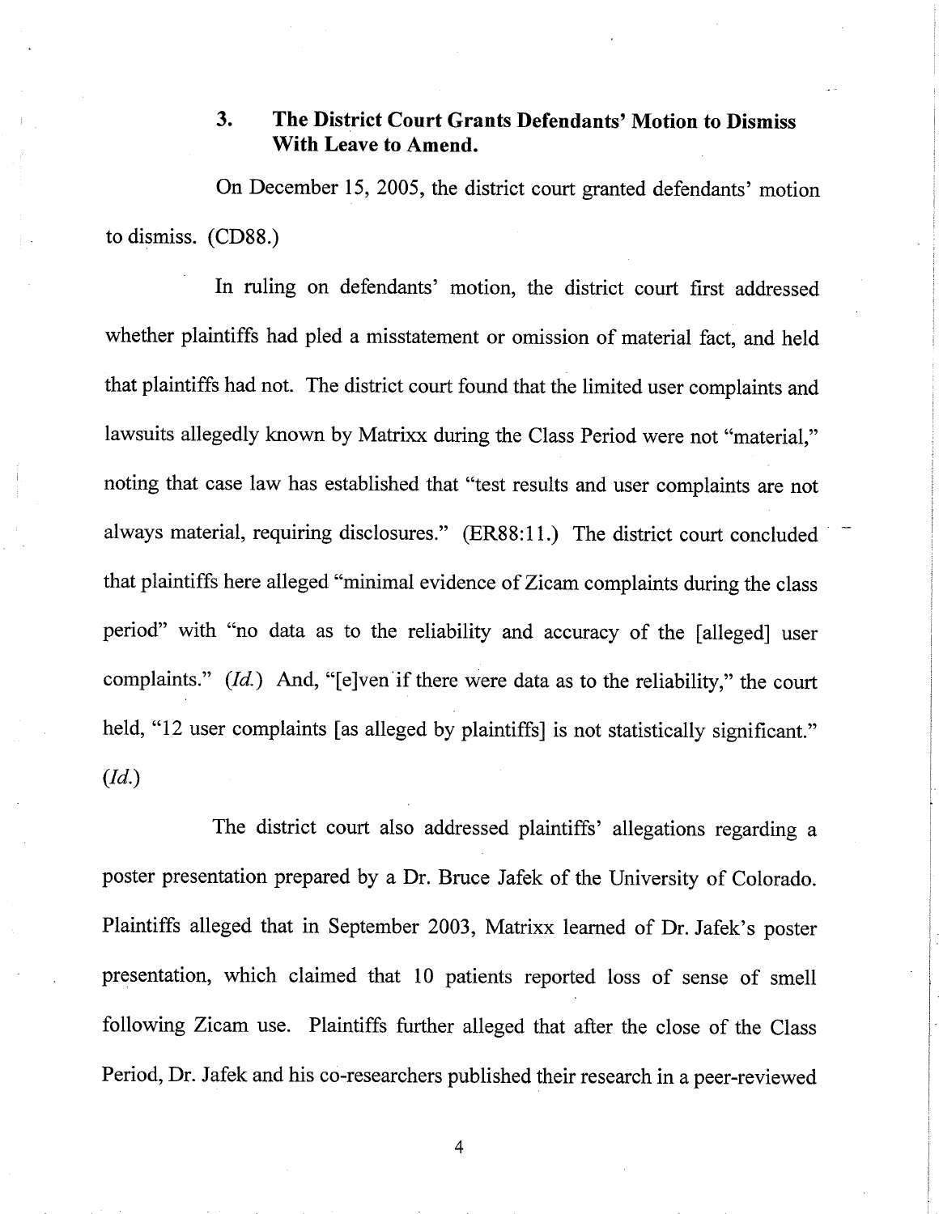### 3. **The District Court Grants Defendants' Motion to Dismiss With Leave to Amend.**

On December 15, 2005, the district court granted defendants' motion to dismiss. (CD88.)

In ruling on defendants' motion, the district court first addressed whether plaintiffs had pled a misstatement or omission of material fact, and held that plaintiffs had not. The district court found that the limited user complaints and lawsuits allegedly known by Matrixx during the Class Period were not "material," noting that case law has established that "test results and user complaints are not always material, requiring disclosures." (ER88:11.) The district court concluded that plaintiffs here alleged "minimal evidence of Zicam complaints during the class period" with "no data as to the reliability and accuracy of the [alleged] user complaints." (*Id.*) And, "[e]ven if there were data as to the reliability," the court held, "12 user complaints [as alleged by plaintiffs] is not statistically significant." (*Id.*)

The district court also addressed plaintiffs' allegations regarding a poster presentation prepared by a Dr. Bruce Jafek of the University of Colorado. Plaintiffs alleged that in September 2003, Matrixx learned of Dr. Jafek's poster presentation, which claimed that 10 patients reported loss of sense of smell following Zicam use. Plaintiffs further alleged that after the close of the Class Period, Dr. Jafek and his co-researchers published their research in a peer-reviewed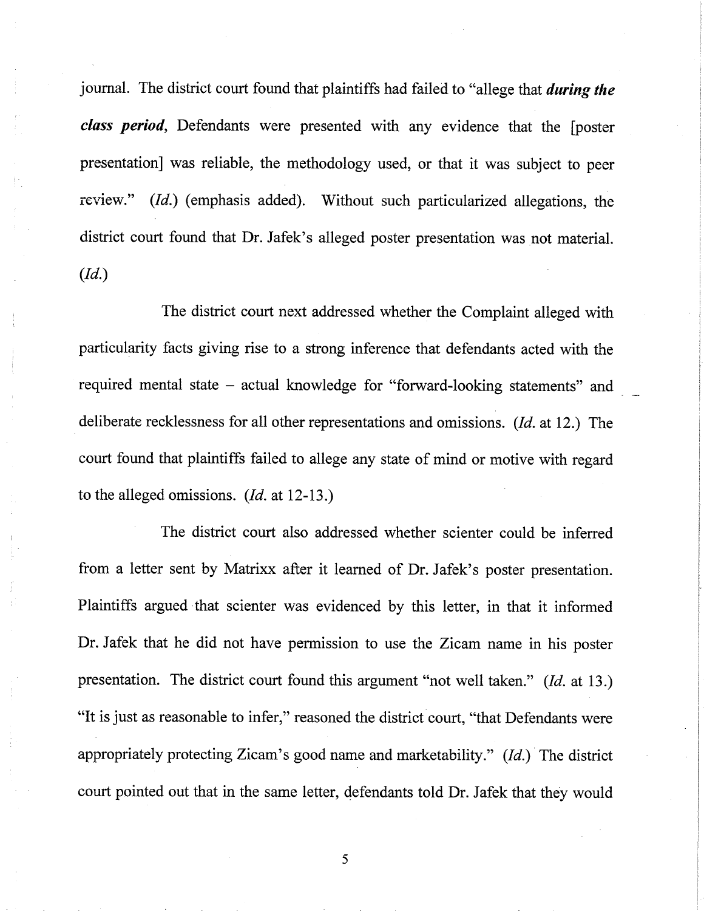journal. The district court found that plaintiffs had failed to "allege that ***during the class period***, Defendants were presented with any evidence that the [poster presentation] was reliable, the methodology used, or that it was subject to peer review." (*Id.*) (emphasis added). Without such particularized allegations, the district court found that Dr. Jafek's alleged poster presentation was not material. (*Id.*)

The district court next addressed whether the Complaint alleged with particularity facts giving rise to a strong inference that defendants acted with the required mental state – actual knowledge for "forward-looking statements" and deliberate recklessness for all other representations and omissions. (*Id.* at 12.) The court found that plaintiffs failed to allege any state of mind or motive with regard to the alleged omissions. (*Id.* at 12-13.)

The district court also addressed whether scienter could be inferred from a letter sent by Matrixx after it learned of Dr. Jafek's poster presentation. Plaintiffs argued that scienter was evidenced by this letter, in that it informed Dr. Jafek that he did not have permission to use the Zicam name in his poster presentation. The district court found this argument "not well taken." (*Id.* at 13.) "It is just as reasonable to infer," reasoned the district court, "that Defendants were appropriately protecting Zicam's good name and marketability." (*Id.*) The district court pointed out that in the same letter, defendants told Dr. Jafek that they would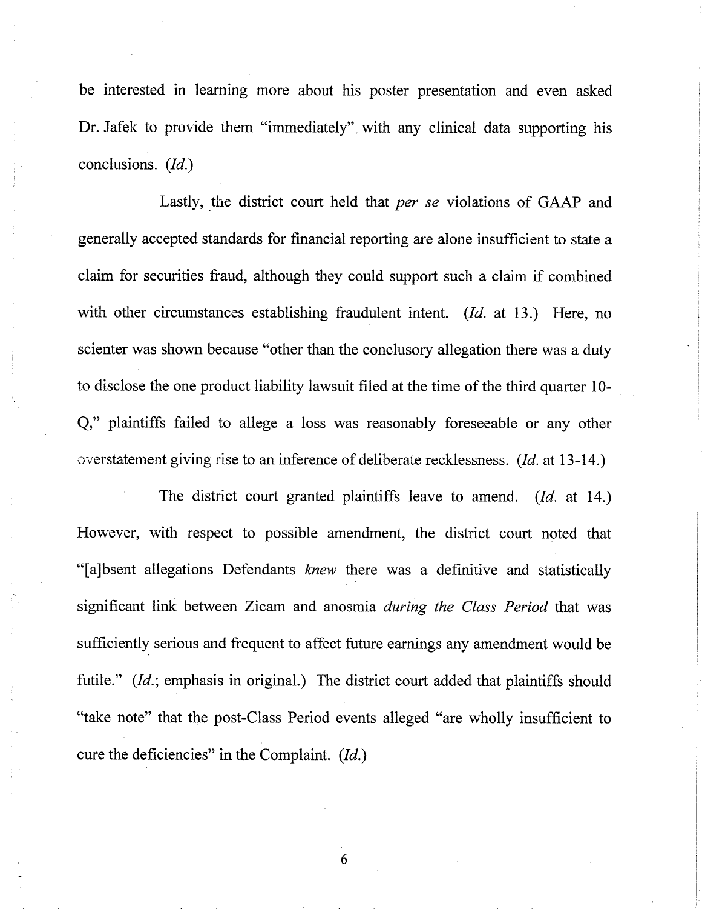be interested in learning more about his poster presentation and even asked Dr. Jafek to provide them "immediately" with any clinical data supporting his conclusions. (*Id.*)

Lastly, the district court held that *per se* violations of GAAP and generally accepted standards for financial reporting are alone insufficient to state a claim for securities fraud, although they could support such a claim if combined with other circumstances establishing fraudulent intent. (*Id.* at 13.) Here, no scienter was shown because "other than the conclusory allegation there was a duty to disclose the one product liability lawsuit filed at the time of the third quarter 10-Q," plaintiffs failed to allege a loss was reasonably foreseeable or any other overstatement giving rise to an inference of deliberate recklessness. (*Id.* at 13-14.)

The district court granted plaintiffs leave to amend. (*Id.* at 14.) However, with respect to possible amendment, the district court noted that "[a]bsent allegations Defendants *knew* there was a definitive and statistically significant link between Zicam and anosmia *during the Class Period* that was sufficiently serious and frequent to affect future earnings any amendment would be futile." (*Id.*; emphasis in original.) The district court added that plaintiffs should "take note" that the post-Class Period events alleged "are wholly insufficient to cure the deficiencies" in the Complaint. (*Id.*)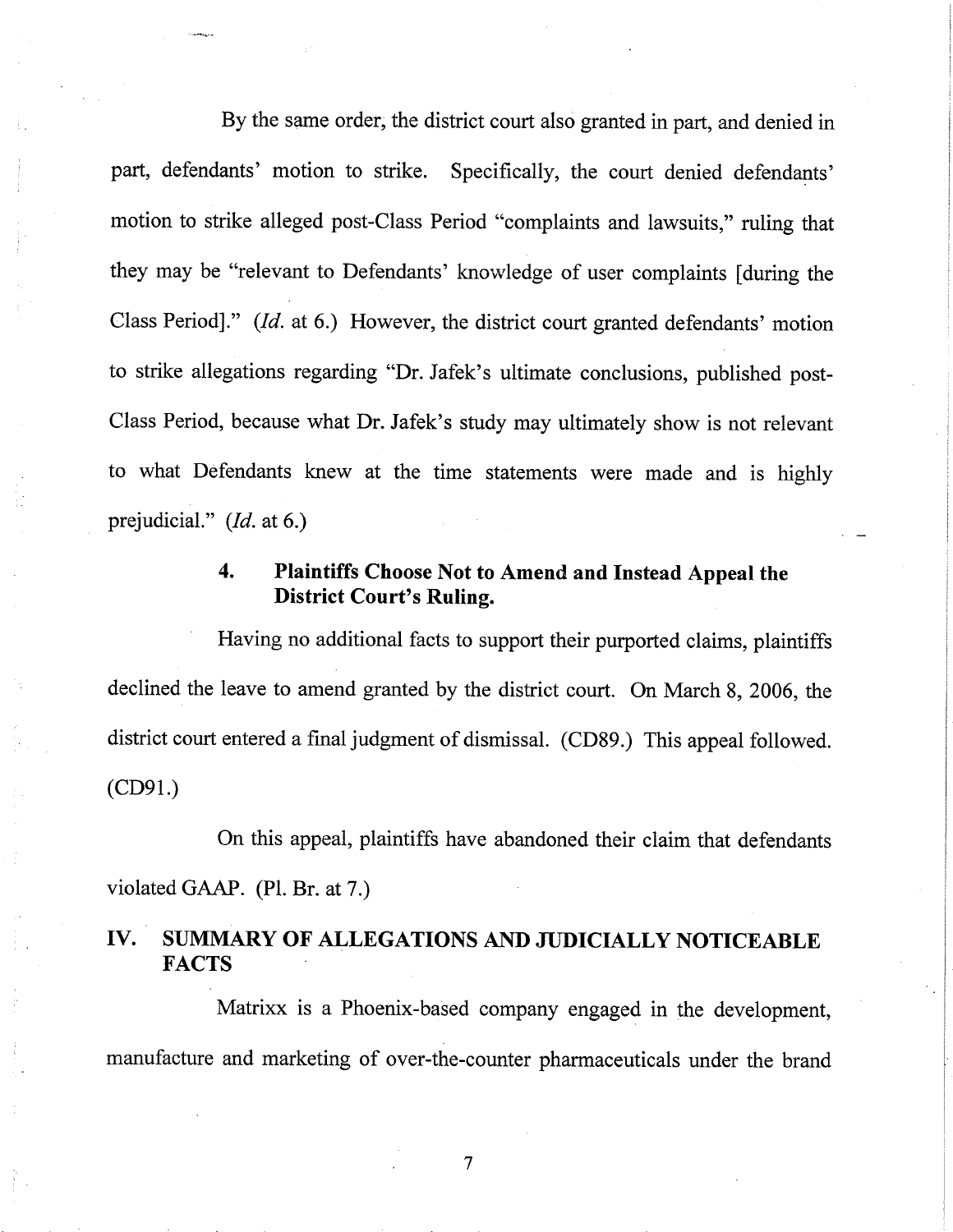By the same order, the district court also granted in part, and denied in part, defendants' motion to strike. Specifically, the court denied defendants' motion to strike alleged post-Class Period "complaints and lawsuits," ruling that they may be "relevant to Defendants' knowledge of user complaints [during the Class Period]." (*Id.* at 6.) However, the district court granted defendants' motion to strike allegations regarding "Dr. Jafek's ultimate conclusions, published post-Class Period, because what Dr. Jafek's study may ultimately show is not relevant to what Defendants knew at the time statements were made and is highly prejudicial." (*Id.* at 6.)

### 4. Plaintiffs Choose Not to Amend and Instead Appeal the District Court's Ruling.

Having no additional facts to support their purported claims, plaintiffs declined the leave to amend granted by the district court. On March 8, 2006, the district court entered a final judgment of dismissal. (CD89.) This appeal followed. (CD91.)

On this appeal, plaintiffs have abandoned their claim that defendants violated GAAP. (Pl. Br. at 7.)

## IV. SUMMARY OF ALLEGATIONS AND JUDICIALLY NOTICEABLE FACTS

Matrixx is a Phoenix-based company engaged in the development, manufacture and marketing of over-the-counter pharmaceuticals under the brand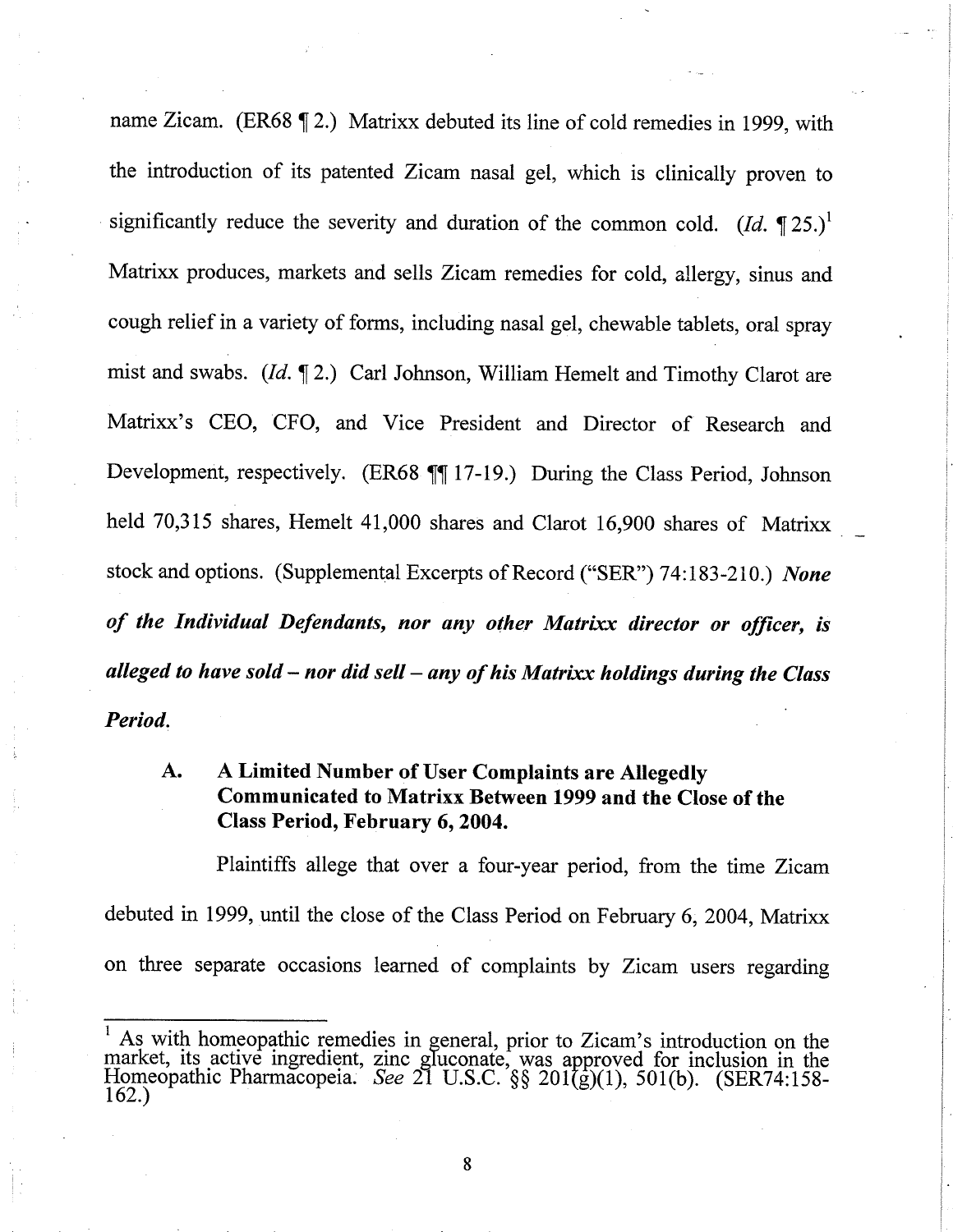name Zicam. (ER68 ¶ 2.) Matrixx debuted its line of cold remedies in 1999, with the introduction of its patented Zicam nasal gel, which is clinically proven to significantly reduce the severity and duration of the common cold. (*Id.* ¶ 25.)[1] Matrixx produces, markets and sells Zicam remedies for cold, allergy, sinus and cough relief in a variety of forms, including nasal gel, chewable tablets, oral spray mist and swabs. (*Id.* ¶ 2.) Carl Johnson, William Hemelt and Timothy Clarot are Matrixx's CEO, CFO, and Vice President and Director of Research and Development, respectively. (ER68 ¶¶ 17-19.) During the Class Period, Johnson held 70,315 shares, Hemelt 41,000 shares and Clarot 16,900 shares of Matrixx stock and options. (Supplemental Excerpts of Record ("SER") 74:183-210.) ***None of the Individual Defendants, nor any other Matrixx director or officer, is alleged to have sold – nor did sell – any of his Matrixx holdings during the Class Period.***

### A. A Limited Number of User Complaints are Allegedly Communicated to Matrixx Between 1999 and the Close of the Class Period, February 6, 2004.

Plaintiffs allege that over a four-year period, from the time Zicam debuted in 1999, until the close of the Class Period on February 6, 2004, Matrixx on three separate occasions learned of complaints by Zicam users regarding

---

[1] As with homeopathic remedies in general, prior to Zicam's introduction on the market, its active ingredient, zinc gluconate, was approved for inclusion in the Homeopathic Pharmacopeia. *See* 21 U.S.C. §§ 201(g)(1), 501(b). (SER74:158-162.)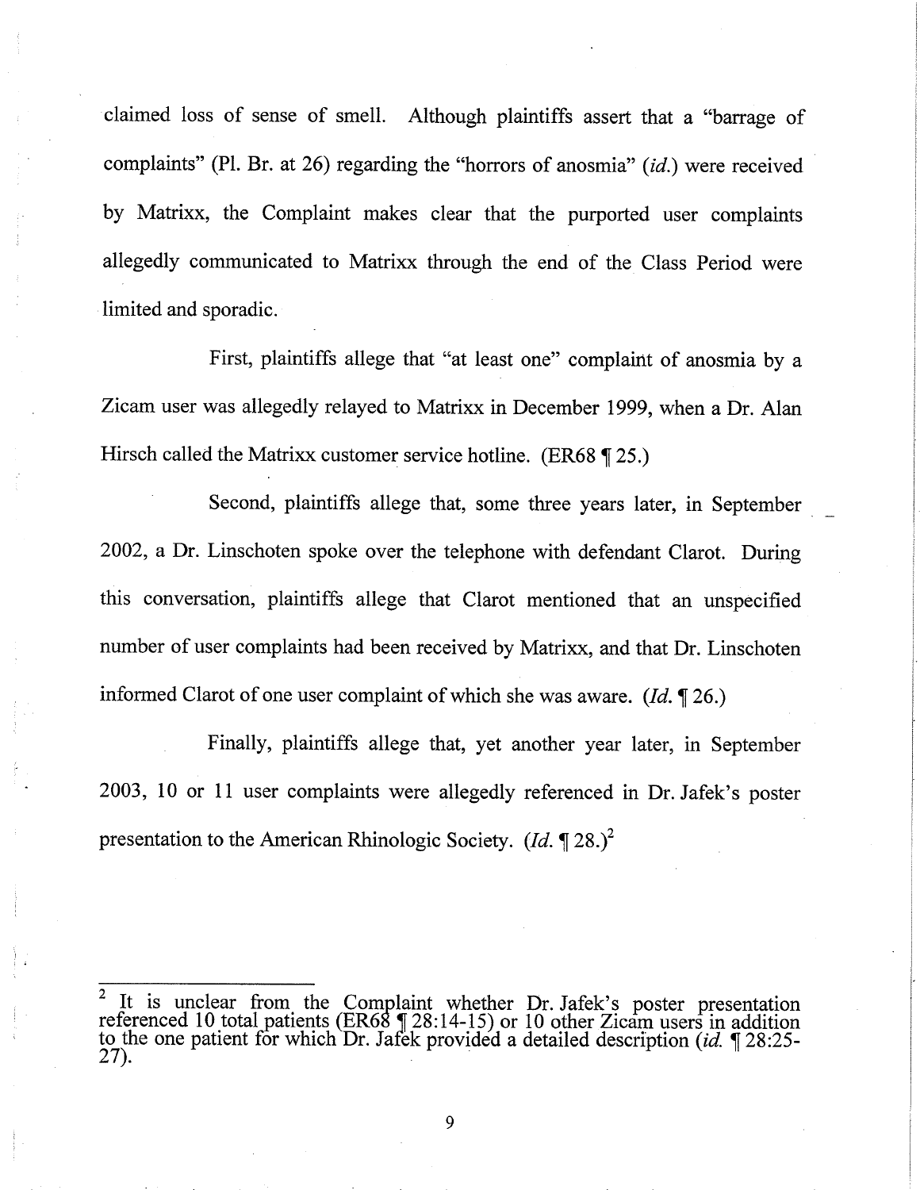claimed loss of sense of smell. Although plaintiffs assert that a "barrage of complaints" (Pl. Br. at 26) regarding the "horrors of anosmia" (*id.*) were received by Matrixx, the Complaint makes clear that the purported user complaints allegedly communicated to Matrixx through the end of the Class Period were limited and sporadic.

First, plaintiffs allege that "at least one" complaint of anosmia by a Zicam user was allegedly relayed to Matrixx in December 1999, when a Dr. Alan Hirsch called the Matrixx customer service hotline. (ER68 ¶ 25.)

Second, plaintiffs allege that, some three years later, in September 2002, a Dr. Linschoten spoke over the telephone with defendant Clarot. During this conversation, plaintiffs allege that Clarot mentioned that an unspecified number of user complaints had been received by Matrixx, and that Dr. Linschoten informed Clarot of one user complaint of which she was aware. (*Id.* ¶ 26.)

Finally, plaintiffs allege that, yet another year later, in September 2003, 10 or 11 user complaints were allegedly referenced in Dr. Jafek's poster presentation to the American Rhinologic Society. (*Id.* ¶ 28.)[2]

---

[2] It is unclear from the Complaint whether Dr. Jafek's poster presentation referenced 10 total patients (ER68 ¶ 28:14-15) or 10 other Zicam users in addition to the one patient for which Dr. Jafek provided a detailed description (*id.* ¶ 28:25-27).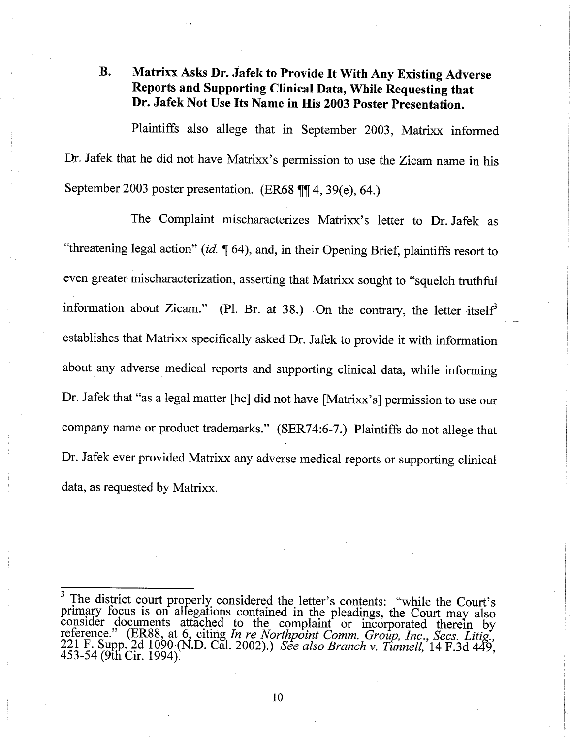### B. Matrixx Asks Dr. Jafek to Provide It With Any Existing Adverse Reports and Supporting Clinical Data, While Requesting that Dr. Jafek Not Use Its Name in His 2003 Poster Presentation.

Plaintiffs also allege that in September 2003, Matrixx informed Dr. Jafek that he did not have Matrixx's permission to use the Zicam name in his September 2003 poster presentation. (ER68 ¶¶ 4, 39(e), 64.)

The Complaint mischaracterizes Matrixx's letter to Dr. Jafek as "threatening legal action" (*id.* ¶ 64), and, in their Opening Brief, plaintiffs resort to even greater mischaracterization, asserting that Matrixx sought to "squelch truthful information about Zicam." (Pl. Br. at 38.) On the contrary, the letter itself[3] establishes that Matrixx specifically asked Dr. Jafek to provide it with information about any adverse medical reports and supporting clinical data, while informing Dr. Jafek that "as a legal matter [he] did not have [Matrixx's] permission to use our company name or product trademarks." (SER74:6-7.) Plaintiffs do not allege that Dr. Jafek ever provided Matrixx any adverse medical reports or supporting clinical data, as requested by Matrixx.

---

[3] The district court properly considered the letter's contents: "while the Court's primary focus is on allegations contained in the pleadings, the Court may also consider documents attached to the complaint or incorporated therein by reference." (ER88, at 6, citing *In re Northpoint Comm. Group, Inc., Secs. Litig.*, 221 F. Supp. 2d 1090 (N.D. Cal. 2002).) *See also Branch v. Tunnell,* 14 F.3d 449, 453-54 (9th Cir. 1994).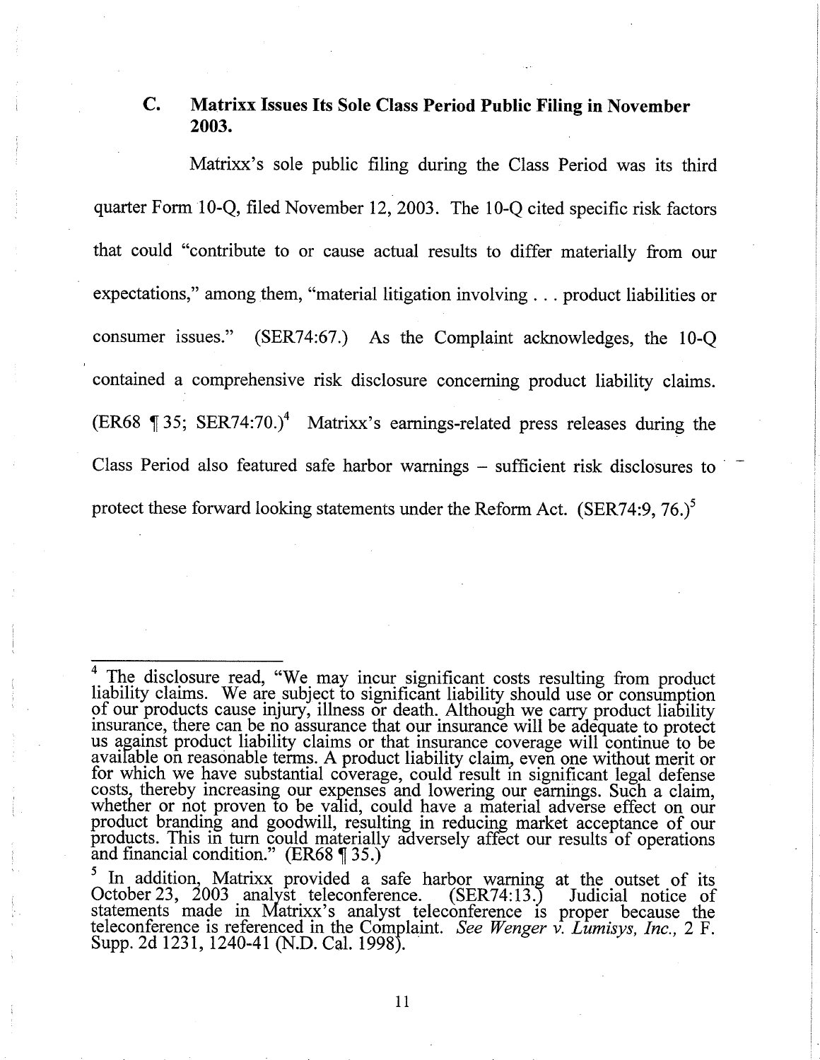### C. Matrixx Issues Its Sole Class Period Public Filing in November 2003.

Matrixx's sole public filing during the Class Period was its third quarter Form 10-Q, filed November 12, 2003. The 10-Q cited specific risk factors that could "contribute to or cause actual results to differ materially from our expectations," among them, "material litigation involving . . . product liabilities or consumer issues." (SER74:67.) As the Complaint acknowledges, the 10-Q contained a comprehensive risk disclosure concerning product liability claims. (ER68 ¶ 35; SER74:70.)[4] Matrixx's earnings-related press releases during the Class Period also featured safe harbor warnings – sufficient risk disclosures to protect these forward looking statements under the Reform Act. (SER74:9, 76.)[5]

---

[4] The disclosure read, "We may incur significant costs resulting from product liability claims. We are subject to significant liability should use or consumption of our products cause injury, illness or death. Although we carry product liability insurance, there can be no assurance that our insurance will be adequate to protect us against product liability claims or that insurance coverage will continue to be available on reasonable terms. A product liability claim, even one without merit or for which we have substantial coverage, could result in significant legal defense costs, thereby increasing our expenses and lowering our earnings. Such a claim, whether or not proven to be valid, could have a material adverse effect on our product branding and goodwill, resulting in reducing market acceptance of our products. This in turn could materially adversely affect our results of operations and financial condition." (ER68 ¶ 35.)

[5] In addition, Matrixx provided a safe harbor warning at the outset of its October 23, 2003 analyst teleconference. (SER74:13.) Judicial notice of statements made in Matrixx's analyst teleconference is proper because the teleconference is referenced in the Complaint. *See Wenger v. Lumisys, Inc.*, 2 F. Supp. 2d 1231, 1240-41 (N.D. Cal. 1998).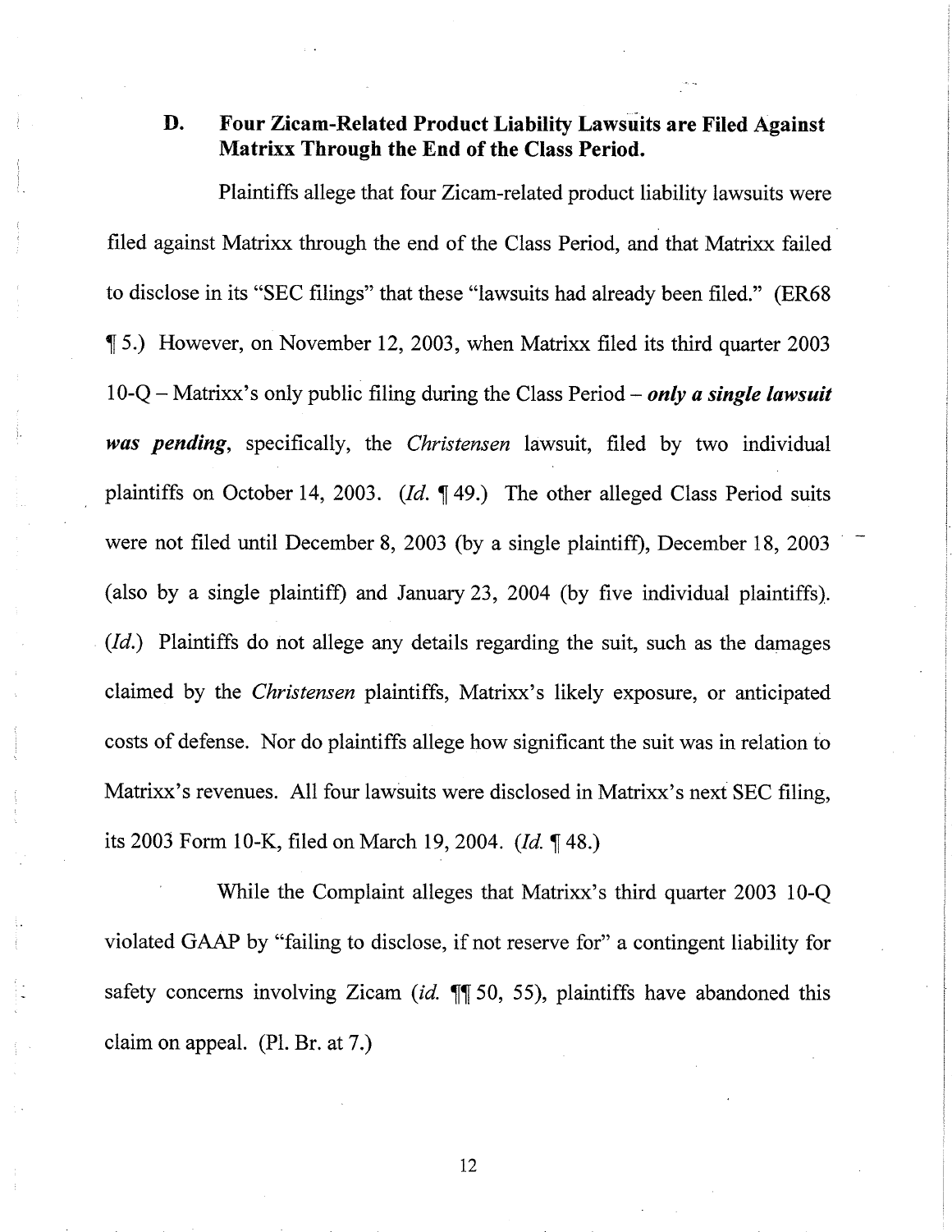### D. Four Zicam-Related Product Liability Lawsuits are Filed Against Matrixx Through the End of the Class Period.

Plaintiffs allege that four Zicam-related product liability lawsuits were filed against Matrixx through the end of the Class Period, and that Matrixx failed to disclose in its "SEC filings" that these "lawsuits had already been filed." (ER68 ¶ 5.) However, on November 12, 2003, when Matrixx filed its third quarter 2003 10-Q – Matrixx's only public filing during the Class Period – ***only a single lawsuit was pending***, specifically, the *Christensen* lawsuit, filed by two individual plaintiffs on October 14, 2003. (*Id.* ¶ 49.) The other alleged Class Period suits were not filed until December 8, 2003 (by a single plaintiff), December 18, 2003 (also by a single plaintiff) and January 23, 2004 (by five individual plaintiffs). (*Id.*) Plaintiffs do not allege any details regarding the suit, such as the damages claimed by the *Christensen* plaintiffs, Matrixx's likely exposure, or anticipated costs of defense. Nor do plaintiffs allege how significant the suit was in relation to Matrixx's revenues. All four lawsuits were disclosed in Matrixx's next SEC filing, its 2003 Form 10-K, filed on March 19, 2004. (*Id.* ¶ 48.)

While the Complaint alleges that Matrixx's third quarter 2003 10-Q violated GAAP by "failing to disclose, if not reserve for" a contingent liability for safety concerns involving Zicam (*id.* ¶¶ 50, 55), plaintiffs have abandoned this claim on appeal. (Pl. Br. at 7.)